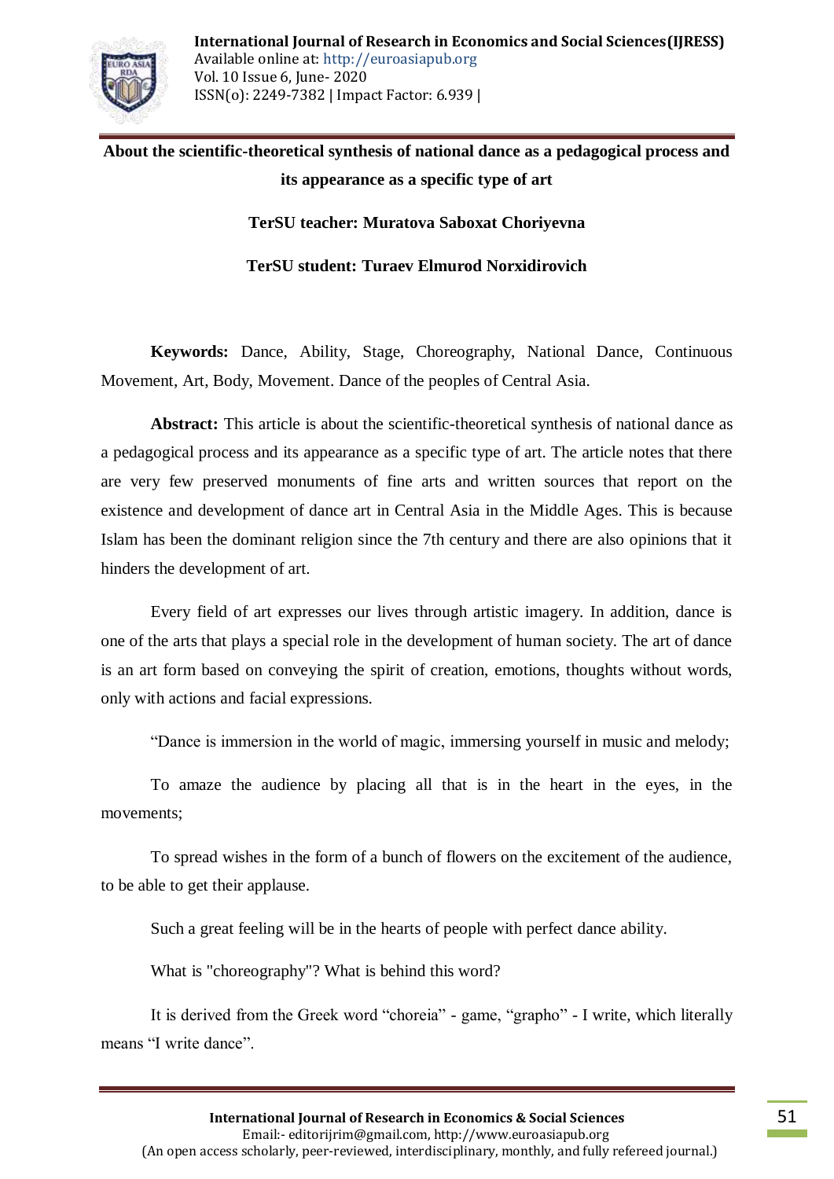# About the scientific-theoretical synthesis of national dance as a pedagogical process and its appearance as a specific type of art

**TerSU teacher: Muratova Saboxat Choriyevna**

**TerSU student: Turaev Elmurod Norxidirovich**

**Keywords:** Dance, Ability, Stage, Choreography, National Dance, Continuous Movement, Art, Body, Movement. Dance of the peoples of Central Asia.

**Abstract:** This article is about the scientific-theoretical synthesis of national dance as a pedagogical process and its appearance as a specific type of art. The article notes that there are very few preserved monuments of fine arts and written sources that report on the existence and development of dance art in Central Asia in the Middle Ages. This is because Islam has been the dominant religion since the 7th century and there are also opinions that it hinders the development of art.

Every field of art expresses our lives through artistic imagery. In addition, dance is one of the arts that plays a special role in the development of human society. The art of dance is an art form based on conveying the spirit of creation, emotions, thoughts without words, only with actions and facial expressions.

"Dance is immersion in the world of magic, immersing yourself in music and melody;

To amaze the audience by placing all that is in the heart in the eyes, in the movements;

To spread wishes in the form of a bunch of flowers on the excitement of the audience, to be able to get their applause.

Such a great feeling will be in the hearts of people with perfect dance ability.

What is "choreography"? What is behind this word?

It is derived from the Greek word "choreia" - game, "grapho" - I write, which literally means "I write dance".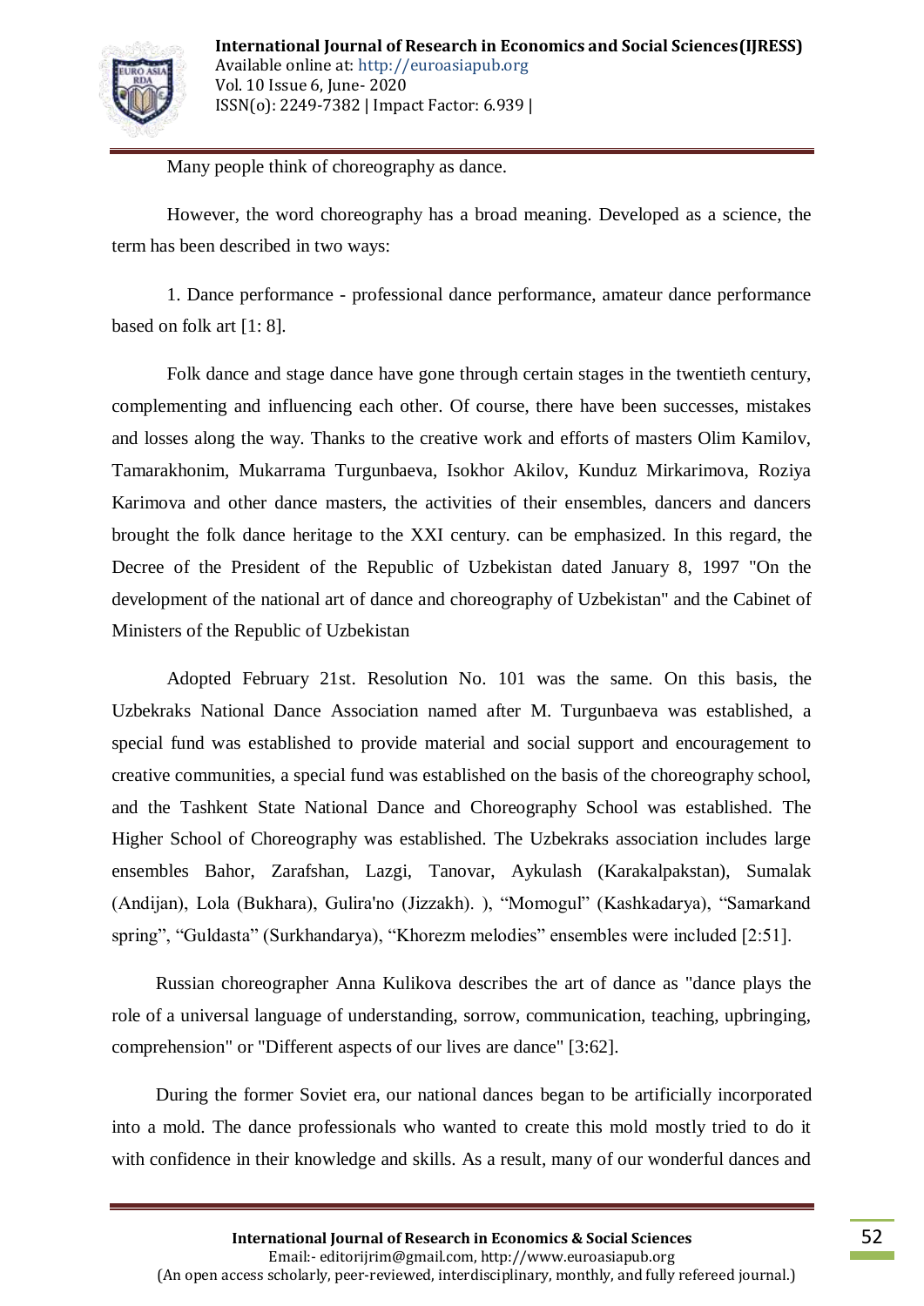Many people think of choreography as dance.

However, the word choreography has a broad meaning. Developed as a science, the term has been described in two ways:

1. Dance performance - professional dance performance, amateur dance performance based on folk art [1: 8].

Folk dance and stage dance have gone through certain stages in the twentieth century, complementing and influencing each other. Of course, there have been successes, mistakes and losses along the way. Thanks to the creative work and efforts of masters Olim Kamilov, Tamarakhonim, Mukarrama Turgunbaeva, Isokhor Akilov, Kunduz Mirkarimova, Roziya Karimova and other dance masters, the activities of their ensembles, dancers and dancers brought the folk dance heritage to the XXI century. can be emphasized. In this regard, the Decree of the President of the Republic of Uzbekistan dated January 8, 1997 "On the development of the national art of dance and choreography of Uzbekistan" and the Cabinet of Ministers of the Republic of Uzbekistan

Adopted February 21st. Resolution No. 101 was the same. On this basis, the Uzbekraks National Dance Association named after M. Turgunbaeva was established, a special fund was established to provide material and social support and encouragement to creative communities, a special fund was established on the basis of the choreography school, and the Tashkent State National Dance and Choreography School was established. The Higher School of Choreography was established. The Uzbekraks association includes large ensembles Bahor, Zarafshan, Lazgi, Tanovar, Aykulash (Karakalpakstan), Sumalak (Andijan), Lola (Bukhara), Gulira'no (Jizzakh). ), “Momogul” (Kashkadarya), “Samarkand spring”, “Guldasta” (Surkhandarya), “Khorezm melodies” ensembles were included [2:51].

Russian choreographer Anna Kulikova describes the art of dance as "dance plays the role of a universal language of understanding, sorrow, communication, teaching, upbringing, comprehension" or "Different aspects of our lives are dance" [3:62].

During the former Soviet era, our national dances began to be artificially incorporated into a mold. The dance professionals who wanted to create this mold mostly tried to do it with confidence in their knowledge and skills. As a result, many of our wonderful dances and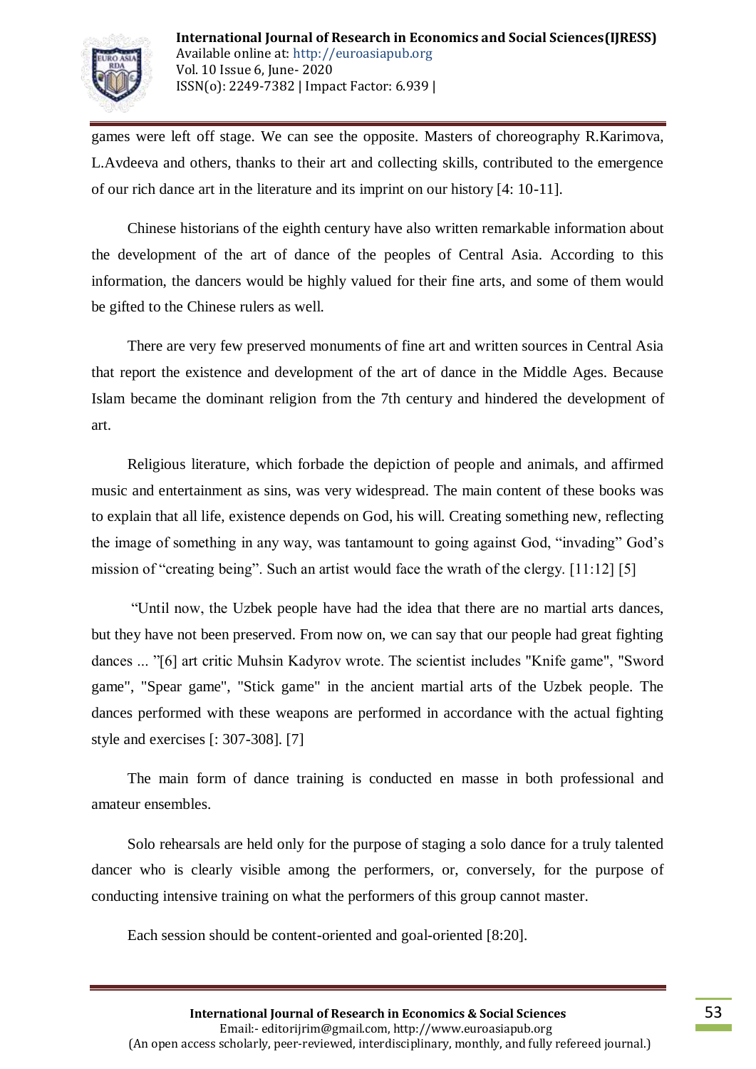games were left off stage. We can see the opposite. Masters of choreography R.Karimova, L.Avdeeva and others, thanks to their art and collecting skills, contributed to the emergence of our rich dance art in the literature and its imprint on our history [4: 10-11].

Chinese historians of the eighth century have also written remarkable information about the development of the art of dance of the peoples of Central Asia. According to this information, the dancers would be highly valued for their fine arts, and some of them would be gifted to the Chinese rulers as well.

There are very few preserved monuments of fine art and written sources in Central Asia that report the existence and development of the art of dance in the Middle Ages. Because Islam became the dominant religion from the 7th century and hindered the development of art.

Religious literature, which forbade the depiction of people and animals, and affirmed music and entertainment as sins, was very widespread. The main content of these books was to explain that all life, existence depends on God, his will. Creating something new, reflecting the image of something in any way, was tantamount to going against God, "invading" God's mission of "creating being". Such an artist would face the wrath of the clergy. [11:12] [5]

"Until now, the Uzbek people have had the idea that there are no martial arts dances, but they have not been preserved. From now on, we can say that our people had great fighting dances ... "[6] art critic Muhsin Kadyrov wrote. The scientist includes "Knife game", "Sword game", "Spear game", "Stick game" in the ancient martial arts of the Uzbek people. The dances performed with these weapons are performed in accordance with the actual fighting style and exercises [: 307-308]. [7]

The main form of dance training is conducted en masse in both professional and amateur ensembles.

Solo rehearsals are held only for the purpose of staging a solo dance for a truly talented dancer who is clearly visible among the performers, or, conversely, for the purpose of conducting intensive training on what the performers of this group cannot master.

Each session should be content-oriented and goal-oriented [8:20].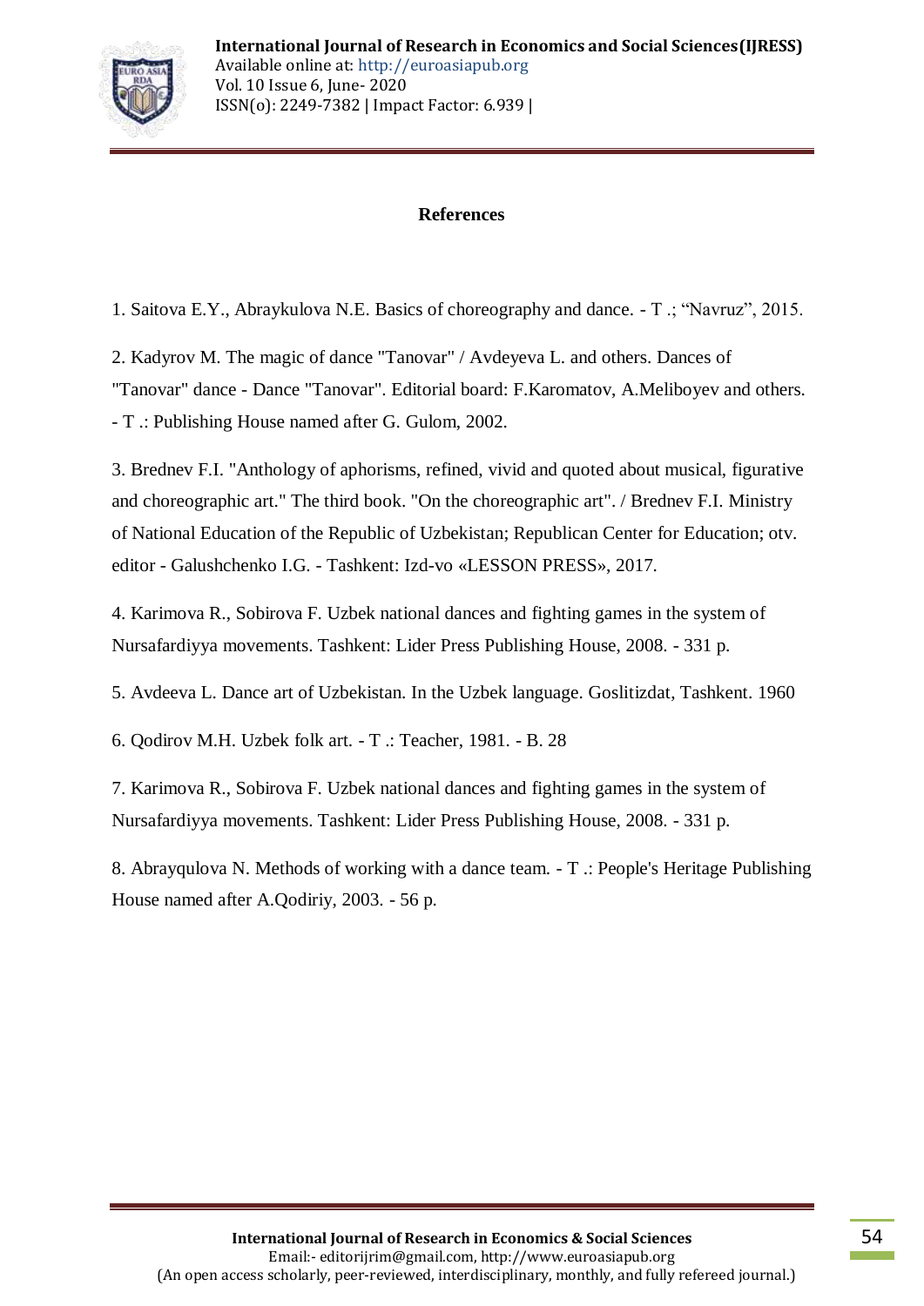## References

1. Saitova E.Y., Abraykulova N.E. Basics of choreography and dance. - T .; “Navruz”, 2015.

2. Kadyrov M. The magic of dance "Tanovar" / Avdeyeva L. and others. Dances of "Tanovar" dance - Dance "Tanovar". Editorial board: F.Karomatov, A.Meliboyev and others. - T .: Publishing House named after G. Gulom, 2002.

3. Brednev F.I. "Anthology of aphorisms, refined, vivid and quoted about musical, figurative and choreographic art." The third book. "On the choreographic art". / Brednev F.I. Ministry of National Education of the Republic of Uzbekistan; Republican Center for Education; otv. editor - Galushchenko I.G. - Tashkent: Izd-vo «LESSON PRESS», 2017.

4. Karimova R., Sobirova F. Uzbek national dances and fighting games in the system of Nursafardiyya movements. Tashkent: Lider Press Publishing House, 2008. - 331 p.

5. Avdeeva L. Dance art of Uzbekistan. In the Uzbek language. Goslitizdat, Tashkent. 1960

6. Qodirov M.H. Uzbek folk art. - T .: Teacher, 1981. - B. 28

7. Karimova R., Sobirova F. Uzbek national dances and fighting games in the system of Nursafardiyya movements. Tashkent: Lider Press Publishing House, 2008. - 331 p.

8. Abrayqulova N. Methods of working with a dance team. - T .: People's Heritage Publishing House named after A.Qodiriy, 2003. - 56 p.